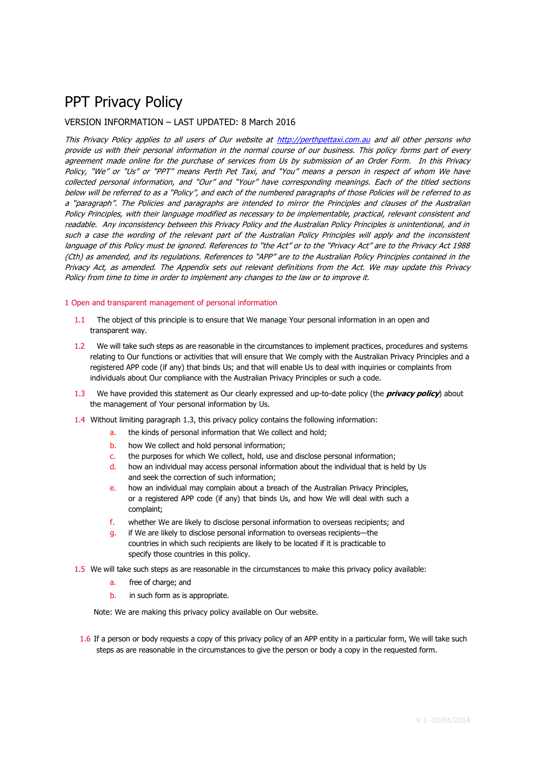# PPT Privacy Policy

VERSION INFORMATION – LAST UPDATED: 8 March 2016

*This Privacy Policy applies to all users of Our website at [http://perthpettaxi.com.au](http://perthpettaxi.com.au) and all other persons who provide us with their personal information in the normal course of our business. This policy forms part of every agreement made online for the purchase of services from Us by submission of an Order Form. In this Privacy Policy, "We" or "Us" or "PPT" means Perth Pet Taxi, and "You" means a person in respect of whom We have collected personal information, and "Our" and "Your" have corresponding meanings. Each of the titled sections below will be referred to as a "Policy", and each of the numbered paragraphs of those Policies will be referred to as a "paragraph". The Policies and paragraphs are intended to mirror the Principles and clauses of the Australian Policy Principles, with their language modified as necessary to be implementable, practical, relevant consistent and readable. Any inconsistency between this Privacy Policy and the Australian Policy Principles is unintentional, and in such a case the wording of the relevant part of the Australian Policy Principles will apply and the inconsistent language of this Policy must be ignored. References to "the Act" or to the "Privacy Act" are to the Privacy Act 1988 (Cth) as amended, and its regulations. References to "APP" are to the Australian Policy Principles contained in the Privacy Act, as amended. The Appendix sets out relevant definitions from the Act. We may update this Privacy Policy from time to time in order to implement any changes to the law or to improve it.*

## 1 Open and transparent management of personal information

1.1 The object of this principle is to ensure that We manage Your personal information in an open and transparent way.

1.2 We will take such steps as are reasonable in the circumstances to implement practices, procedures and systems relating to Our functions or activities that will ensure that We comply with the Australian Privacy Principles and a registered APP code (if any) that binds Us; and that will enable Us to deal with inquiries or complaints from individuals about Our compliance with the Australian Privacy Principles or such a code.

1.3 We have provided this statement as Our clearly expressed and up-to-date policy (the ***privacy policy***) about the management of Your personal information by Us.

1.4 Without limiting paragraph 1.3, this privacy policy contains the following information:

a. the kinds of personal information that We collect and hold;
b. how We collect and hold personal information;
c. the purposes for which We collect, hold, use and disclose personal information;
d. how an individual may access personal information about the individual that is held by Us and seek the correction of such information;
e. how an individual may complain about a breach of the Australian Privacy Principles, or a registered APP code (if any) that binds Us, and how We will deal with such a complaint;
f. whether We are likely to disclose personal information to overseas recipients; and
g. if We are likely to disclose personal information to overseas recipients—the countries in which such recipients are likely to be located if it is practicable to specify those countries in this policy.

1.5 We will take such steps as are reasonable in the circumstances to make this privacy policy available:

a. free of charge; and
b. in such form as is appropriate.

Note: We are making this privacy policy available on Our website.

1.6 If a person or body requests a copy of this privacy policy of an APP entity in a particular form, We will take such steps as are reasonable in the circumstances to give the person or body a copy in the requested form.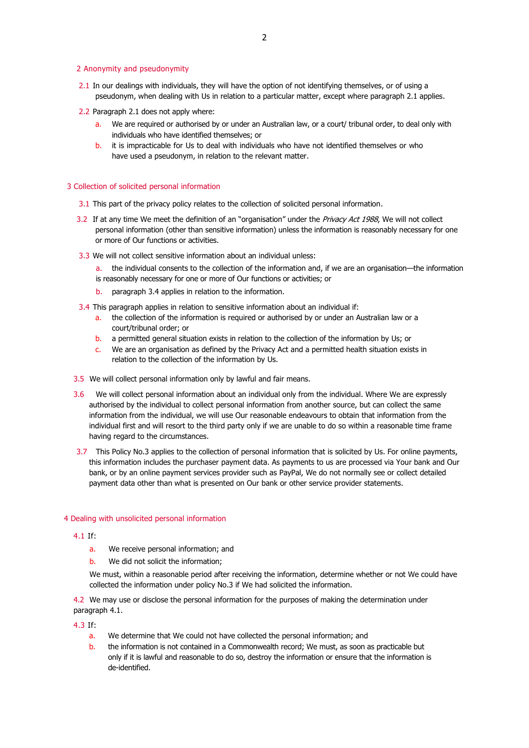## 2 Anonymity and pseudonymity

2.1 In our dealings with individuals, they will have the option of not identifying themselves, or of using a pseudonym, when dealing with Us in relation to a particular matter, except where paragraph 2.1 applies.

2.2 Paragraph 2.1 does not apply where:

a. We are required or authorised by or under an Australian law, or a court/ tribunal order, to deal only with individuals who have identified themselves; or

b. it is impracticable for Us to deal with individuals who have not identified themselves or who have used a pseudonym, in relation to the relevant matter.

## 3 Collection of solicited personal information

3.1 This part of the privacy policy relates to the collection of solicited personal information.

3.2 If at any time We meet the definition of an "organisation" under the *Privacy Act 1988*, We will not collect personal information (other than sensitive information) unless the information is reasonably necessary for one or more of Our functions or activities.

3.3 We will not collect sensitive information about an individual unless:

a. the individual consents to the collection of the information and, if we are an organisation—the information is reasonably necessary for one or more of Our functions or activities; or

b. paragraph 3.4 applies in relation to the information.

3.4 This paragraph applies in relation to sensitive information about an individual if:

a. the collection of the information is required or authorised by or under an Australian law or a court/tribunal order; or

b. a permitted general situation exists in relation to the collection of the information by Us; or

c. We are an organisation as defined by the Privacy Act and a permitted health situation exists in relation to the collection of the information by Us.

3.5 We will collect personal information only by lawful and fair means.

3.6 We will collect personal information about an individual only from the individual. Where We are expressly authorised by the individual to collect personal information from another source, but can collect the same information from the individual, we will use Our reasonable endeavours to obtain that information from the individual first and will resort to the third party only if we are unable to do so within a reasonable time frame having regard to the circumstances.

3.7 This Policy No.3 applies to the collection of personal information that is solicited by Us. For online payments, this information includes the purchaser payment data. As payments to us are processed via Your bank and Our bank, or by an online payment services provider such as PayPal, We do not normally see or collect detailed payment data other than what is presented on Our bank or other service provider statements.

## 4 Dealing with unsolicited personal information

4.1 If:

a. We receive personal information; and

b. We did not solicit the information;

We must, within a reasonable period after receiving the information, determine whether or not We could have collected the information under policy No.3 if We had solicited the information.

4.2 We may use or disclose the personal information for the purposes of making the determination under paragraph 4.1.

4.3 If:

a. We determine that We could not have collected the personal information; and

b. the information is not contained in a Commonwealth record; We must, as soon as practicable but only if it is lawful and reasonable to do so, destroy the information or ensure that the information is de-identified.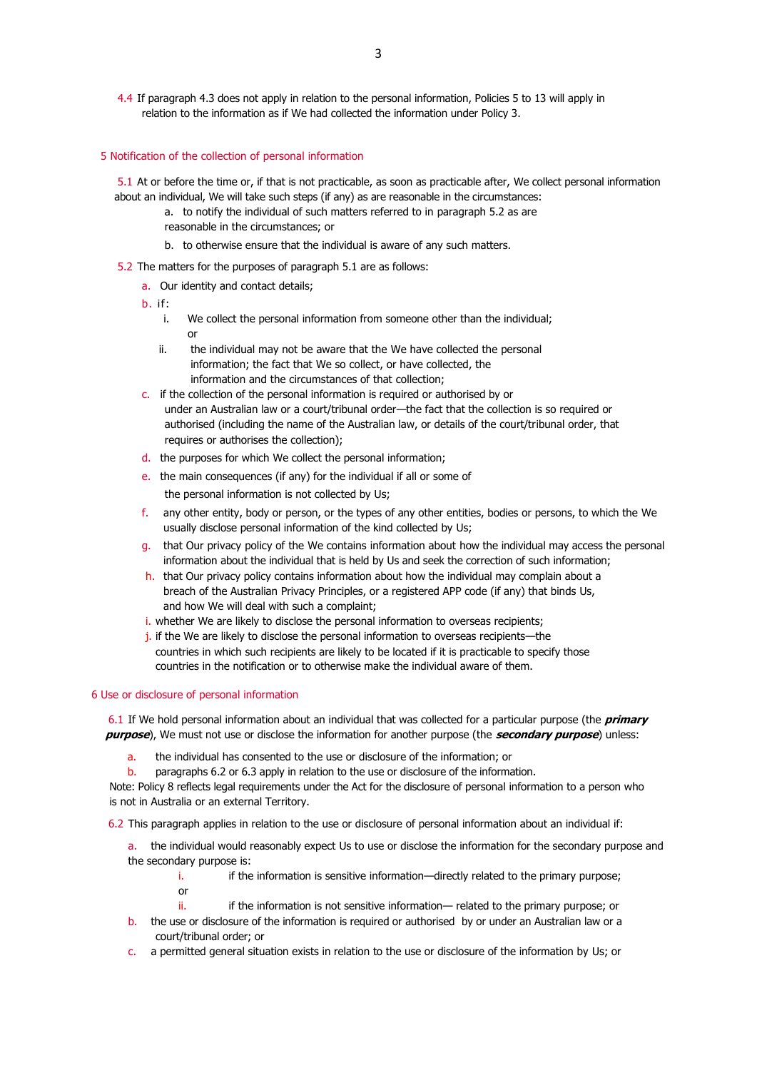4.4 If paragraph 4.3 does not apply in relation to the personal information, Policies 5 to 13 will apply in relation to the information as if We had collected the information under Policy 3.

## 5 Notification of the collection of personal information

5.1 At or before the time or, if that is not practicable, as soon as practicable after, We collect personal information about an individual, We will take such steps (if any) as are reasonable in the circumstances:

a. to notify the individual of such matters referred to in paragraph 5.2 as are reasonable in the circumstances; or

b. to otherwise ensure that the individual is aware of any such matters.

5.2 The matters for the purposes of paragraph 5.1 are as follows:

a. Our identity and contact details;

b. if:

i. We collect the personal information from someone other than the individual; or

ii. the individual may not be aware that the We have collected the personal information; the fact that We so collect, or have collected, the information and the circumstances of that collection;

c. if the collection of the personal information is required or authorised by or under an Australian law or a court/tribunal order—the fact that the collection is so required or authorised (including the name of the Australian law, or details of the court/tribunal order, that requires or authorises the collection);

d. the purposes for which We collect the personal information;

e. the main consequences (if any) for the individual if all or some of the personal information is not collected by Us;

f. any other entity, body or person, or the types of any other entities, bodies or persons, to which the We usually disclose personal information of the kind collected by Us;

g. that Our privacy policy of the We contains information about how the individual may access the personal information about the individual that is held by Us and seek the correction of such information;

h. that Our privacy policy contains information about how the individual may complain about a breach of the Australian Privacy Principles, or a registered APP code (if any) that binds Us, and how We will deal with such a complaint;

i. whether We are likely to disclose the personal information to overseas recipients;

j. if the We are likely to disclose the personal information to overseas recipients—the countries in which such recipients are likely to be located if it is practicable to specify those countries in the notification or to otherwise make the individual aware of them.

## 6 Use or disclosure of personal information

6.1 If We hold personal information about an individual that was collected for a particular purpose (the ***primary purpose***), We must not use or disclose the information for another purpose (the ***secondary purpose***) unless:

a. the individual has consented to the use or disclosure of the information; or

b. paragraphs 6.2 or 6.3 apply in relation to the use or disclosure of the information.

Note: Policy 8 reflects legal requirements under the Act for the disclosure of personal information to a person who is not in Australia or an external Territory.

6.2 This paragraph applies in relation to the use or disclosure of personal information about an individual if:

a. the individual would reasonably expect Us to use or disclose the information for the secondary purpose and the secondary purpose is:

i. if the information is sensitive information—directly related to the primary purpose; or

ii. if the information is not sensitive information— related to the primary purpose; or

b. the use or disclosure of the information is required or authorised by or under an Australian law or a court/tribunal order; or

c. a permitted general situation exists in relation to the use or disclosure of the information by Us; or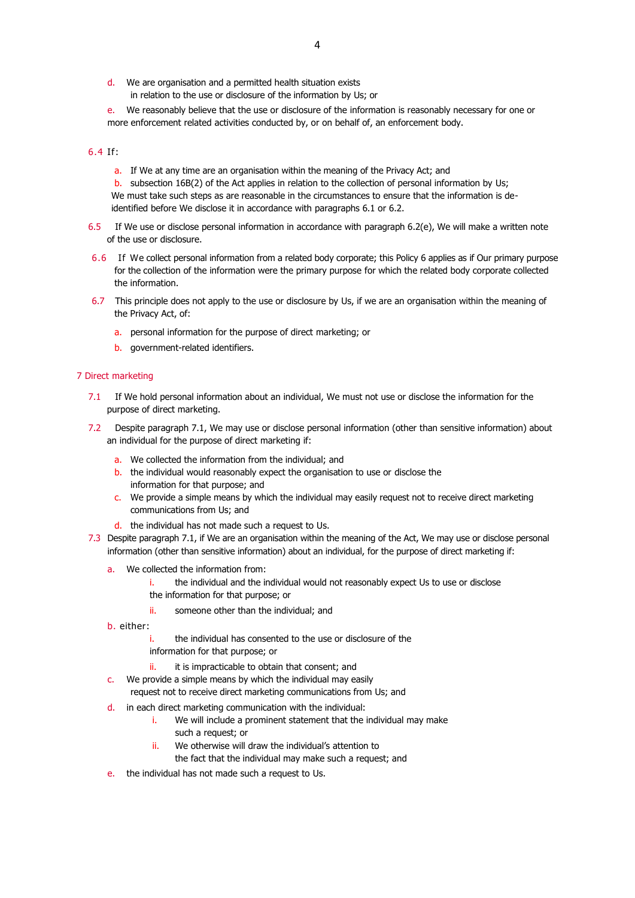d. We are organisation and a permitted health situation exists in relation to the use or disclosure of the information by Us; or

e. We reasonably believe that the use or disclosure of the information is reasonably necessary for one or more enforcement related activities conducted by, or on behalf of, an enforcement body.

6.4 If:

a. If We at any time are an organisation within the meaning of the Privacy Act; and
b. subsection 16B(2) of the Act applies in relation to the collection of personal information by Us;

We must take such steps as are reasonable in the circumstances to ensure that the information is de-identified before We disclose it in accordance with paragraphs 6.1 or 6.2.

6.5 If We use or disclose personal information in accordance with paragraph 6.2(e), We will make a written note of the use or disclosure.

6.6 If We collect personal information from a related body corporate; this Policy 6 applies as if Our primary purpose for the collection of the information were the primary purpose for which the related body corporate collected the information.

6.7 This principle does not apply to the use or disclosure by Us, if we are an organisation within the meaning of the Privacy Act, of:

a. personal information for the purpose of direct marketing; or
b. government-related identifiers.

## 7 Direct marketing

7.1 If We hold personal information about an individual, We must not use or disclose the information for the purpose of direct marketing.

7.2 Despite paragraph 7.1, We may use or disclose personal information (other than sensitive information) about an individual for the purpose of direct marketing if:

a. We collected the information from the individual; and
b. the individual would reasonably expect the organisation to use or disclose the information for that purpose; and
c. We provide a simple means by which the individual may easily request not to receive direct marketing communications from Us; and
d. the individual has not made such a request to Us.

7.3 Despite paragraph 7.1, if We are an organisation within the meaning of the Act, We may use or disclose personal information (other than sensitive information) about an individual, for the purpose of direct marketing if:

a. We collected the information from:
   i. the individual and the individual would not reasonably expect Us to use or disclose the information for that purpose; or
   ii. someone other than the individual; and

b. either:
   i. the individual has consented to the use or disclosure of the information for that purpose; or
   ii. it is impracticable to obtain that consent; and

c. We provide a simple means by which the individual may easily request not to receive direct marketing communications from Us; and

d. in each direct marketing communication with the individual:
   i. We will include a prominent statement that the individual may make such a request; or
   ii. We otherwise will draw the individual's attention to the fact that the individual may make such a request; and

e. the individual has not made such a request to Us.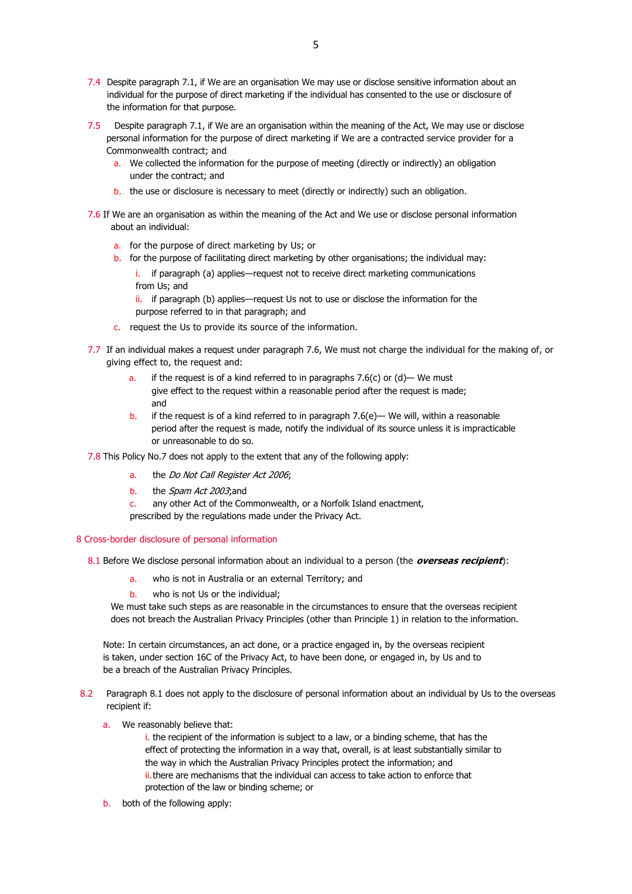7.4 Despite paragraph 7.1, if We are an organisation We may use or disclose sensitive information about an individual for the purpose of direct marketing if the individual has consented to the use or disclosure of the information for that purpose.

7.5 Despite paragraph 7.1, if We are an organisation within the meaning of the Act, We may use or disclose personal information for the purpose of direct marketing if We are a contracted service provider for a Commonwealth contract; and

a. We collected the information for the purpose of meeting (directly or indirectly) an obligation under the contract; and
b. the use or disclosure is necessary to meet (directly or indirectly) such an obligation.

7.6 If We are an organisation as within the meaning of the Act and We use or disclose personal information about an individual:

a. for the purpose of direct marketing by Us; or
b. for the purpose of facilitating direct marketing by other organisations; the individual may:
   i. if paragraph (a) applies—request not to receive direct marketing communications from Us; and
   ii. if paragraph (b) applies—request Us not to use or disclose the information for the purpose referred to in that paragraph; and
c. request the Us to provide its source of the information.

7.7 If an individual makes a request under paragraph 7.6, We must not charge the individual for the making of, or giving effect to, the request and:

a. if the request is of a kind referred to in paragraphs 7.6(c) or (d)— We must give effect to the request within a reasonable period after the request is made; and
b. if the request is of a kind referred to in paragraph 7.6(e)— We will, within a reasonable period after the request is made, notify the individual of its source unless it is impracticable or unreasonable to do so.

7.8 This Policy No.7 does not apply to the extent that any of the following apply:

a. the *Do Not Call Register Act 2006*;
b. the *Spam Act 2003*;and
c. any other Act of the Commonwealth, or a Norfolk Island enactment,

prescribed by the regulations made under the Privacy Act.

## 8 Cross-border disclosure of personal information

8.1 Before We disclose personal information about an individual to a person (the ***overseas recipient***):

a. who is not in Australia or an external Territory; and
b. who is not Us or the individual;

We must take such steps as are reasonable in the circumstances to ensure that the overseas recipient does not breach the Australian Privacy Principles (other than Principle 1) in relation to the information.

Note: In certain circumstances, an act done, or a practice engaged in, by the overseas recipient is taken, under section 16C of the Privacy Act, to have been done, or engaged in, by Us and to be a breach of the Australian Privacy Principles.

8.2 Paragraph 8.1 does not apply to the disclosure of personal information about an individual by Us to the overseas recipient if:

a. We reasonably believe that:
   i. the recipient of the information is subject to a law, or a binding scheme, that has the effect of protecting the information in a way that, overall, is at least substantially similar to the way in which the Australian Privacy Principles protect the information; and
   ii. there are mechanisms that the individual can access to take action to enforce that protection of the law or binding scheme; or
b. both of the following apply: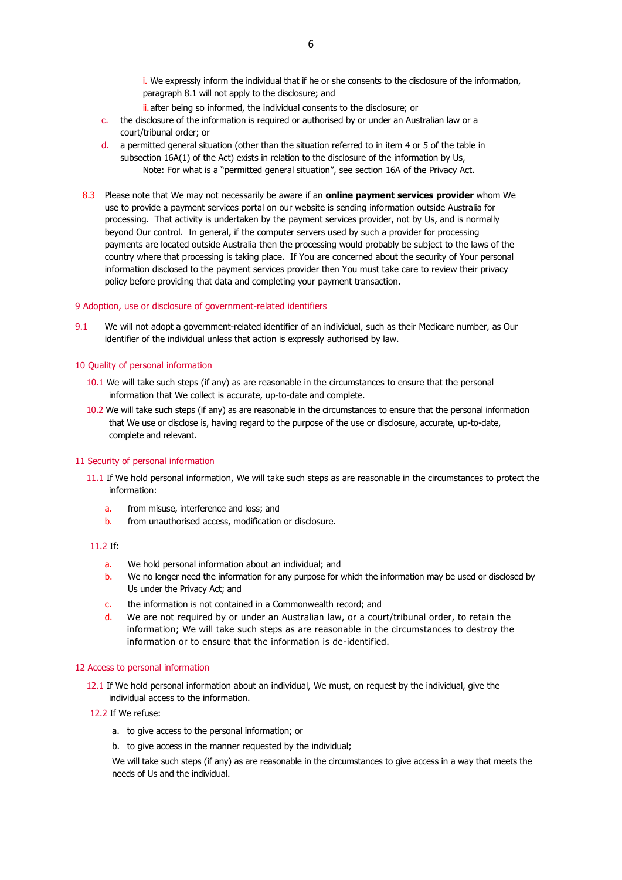i. We expressly inform the individual that if he or she consents to the disclosure of the information, paragraph 8.1 will not apply to the disclosure; and

ii. after being so informed, the individual consents to the disclosure; or

c. the disclosure of the information is required or authorised by or under an Australian law or a court/tribunal order; or

d. a permitted general situation (other than the situation referred to in item 4 or 5 of the table in subsection 16A(1) of the Act) exists in relation to the disclosure of the information by Us,

Note: For what is a "permitted general situation", see section 16A of the Privacy Act.

8.3 Please note that We may not necessarily be aware if an **online payment services provider** whom We use to provide a payment services portal on our website is sending information outside Australia for processing. That activity is undertaken by the payment services provider, not by Us, and is normally beyond Our control. In general, if the computer servers used by such a provider for processing payments are located outside Australia then the processing would probably be subject to the laws of the country where that processing is taking place. If You are concerned about the security of Your personal information disclosed to the payment services provider then You must take care to review their privacy policy before providing that data and completing your payment transaction.

## 9 Adoption, use or disclosure of government-related identifiers

9.1 We will not adopt a government-related identifier of an individual, such as their Medicare number, as Our identifier of the individual unless that action is expressly authorised by law.

## 10 Quality of personal information

10.1 We will take such steps (if any) as are reasonable in the circumstances to ensure that the personal information that We collect is accurate, up-to-date and complete.

10.2 We will take such steps (if any) as are reasonable in the circumstances to ensure that the personal information that We use or disclose is, having regard to the purpose of the use or disclosure, accurate, up-to-date, complete and relevant.

## 11 Security of personal information

11.1 If We hold personal information, We will take such steps as are reasonable in the circumstances to protect the information:

a. from misuse, interference and loss; and

b. from unauthorised access, modification or disclosure.

11.2 If:

a. We hold personal information about an individual; and

b. We no longer need the information for any purpose for which the information may be used or disclosed by Us under the Privacy Act; and

c. the information is not contained in a Commonwealth record; and

d. We are not required by or under an Australian law, or a court/tribunal order, to retain the information; We will take such steps as are reasonable in the circumstances to destroy the information or to ensure that the information is de-identified.

## 12 Access to personal information

12.1 If We hold personal information about an individual, We must, on request by the individual, give the individual access to the information.

12.2 If We refuse:

a. to give access to the personal information; or

b. to give access in the manner requested by the individual;

We will take such steps (if any) as are reasonable in the circumstances to give access in a way that meets the needs of Us and the individual.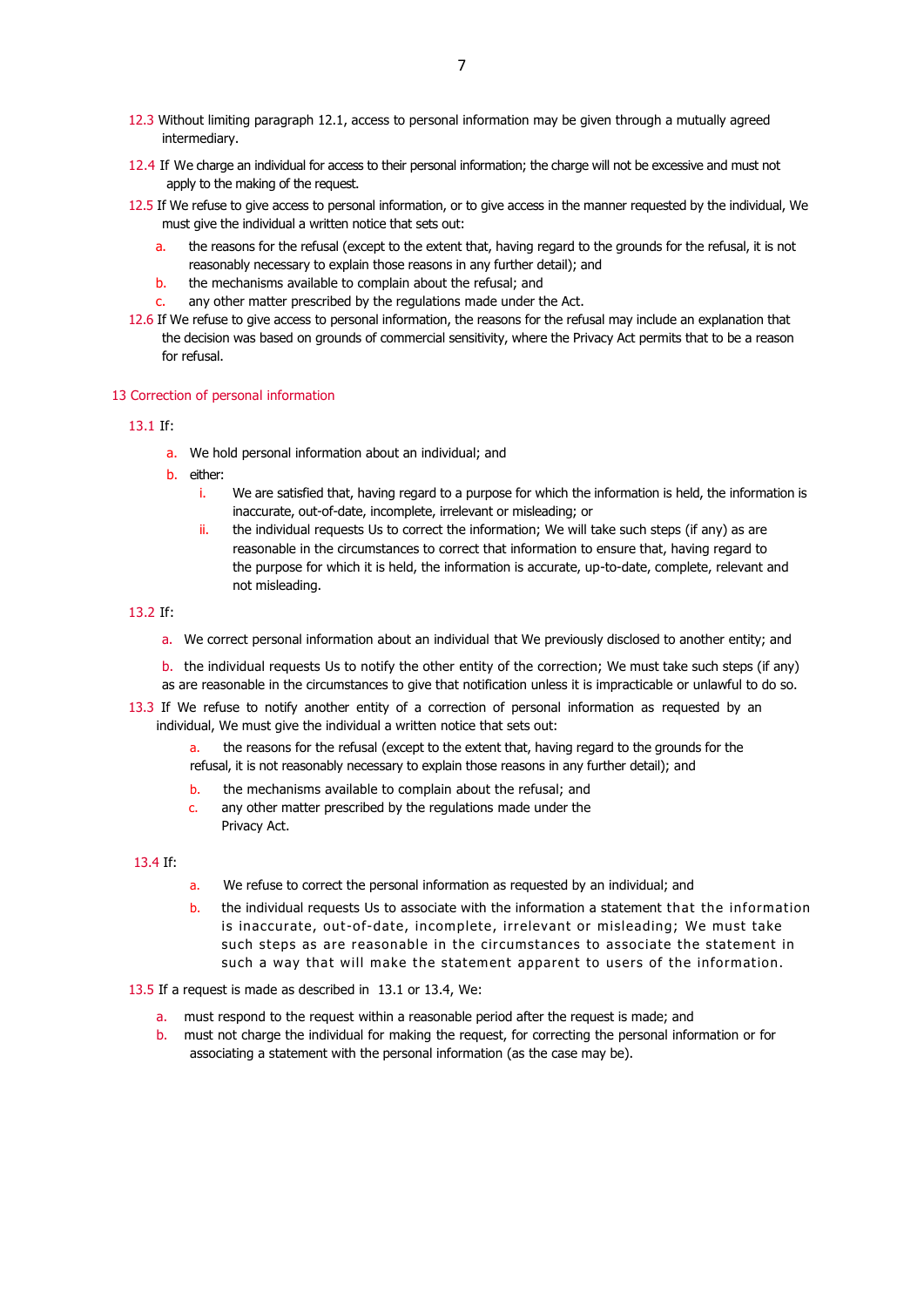12.3 Without limiting paragraph 12.1, access to personal information may be given through a mutually agreed intermediary.

12.4 If We charge an individual for access to their personal information; the charge will not be excessive and must not apply to the making of the request.

12.5 If We refuse to give access to personal information, or to give access in the manner requested by the individual, We must give the individual a written notice that sets out:

- a. the reasons for the refusal (except to the extent that, having regard to the grounds for the refusal, it is not reasonably necessary to explain those reasons in any further detail); and
- b. the mechanisms available to complain about the refusal; and
- c. any other matter prescribed by the regulations made under the Act.

12.6 If We refuse to give access to personal information, the reasons for the refusal may include an explanation that the decision was based on grounds of commercial sensitivity, where the Privacy Act permits that to be a reason for refusal.

## 13 Correction of personal information

13.1 If:

- a. We hold personal information about an individual; and
- b. either:
  - i. We are satisfied that, having regard to a purpose for which the information is held, the information is inaccurate, out-of-date, incomplete, irrelevant or misleading; or
  - ii. the individual requests Us to correct the information; We will take such steps (if any) as are reasonable in the circumstances to correct that information to ensure that, having regard to the purpose for which it is held, the information is accurate, up-to-date, complete, relevant and not misleading.

13.2 If:

- a. We correct personal information about an individual that We previously disclosed to another entity; and
- b. the individual requests Us to notify the other entity of the correction; We must take such steps (if any) as are reasonable in the circumstances to give that notification unless it is impracticable or unlawful to do so.

13.3 If We refuse to notify another entity of a correction of personal information as requested by an individual, We must give the individual a written notice that sets out:

- a. the reasons for the refusal (except to the extent that, having regard to the grounds for the refusal, it is not reasonably necessary to explain those reasons in any further detail); and
- b. the mechanisms available to complain about the refusal; and
- c. any other matter prescribed by the regulations made under the Privacy Act.

13.4 If:

- a. We refuse to correct the personal information as requested by an individual; and
- b. the individual requests Us to associate with the information a statement that the information is inaccurate, out-of-date, incomplete, irrelevant or misleading; We must take such steps as are reasonable in the circumstances to associate the statement in such a way that will make the statement apparent to users of the information.

13.5 If a request is made as described in 13.1 or 13.4, We:

- a. must respond to the request within a reasonable period after the request is made; and
- b. must not charge the individual for making the request, for correcting the personal information or for associating a statement with the personal information (as the case may be).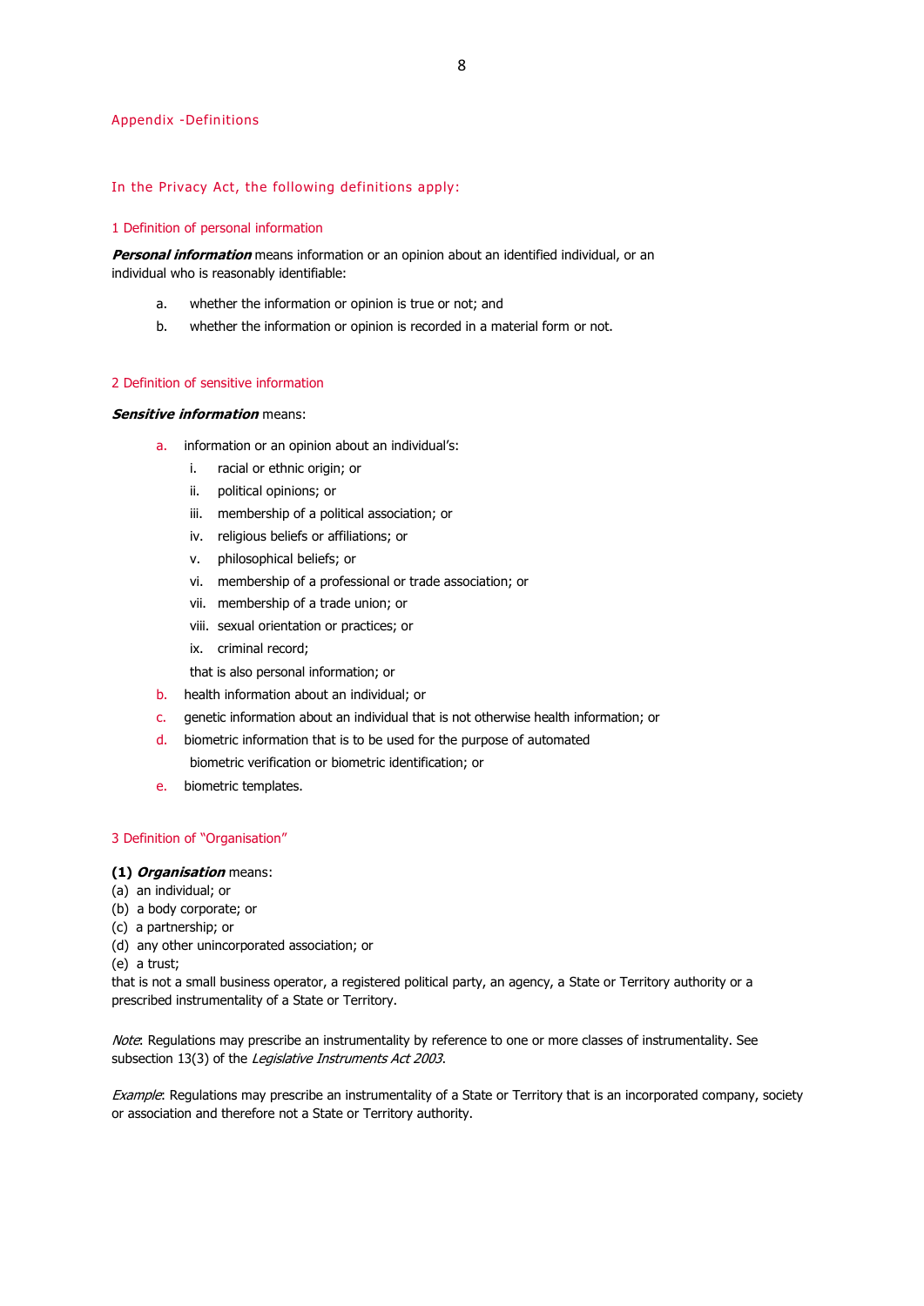## Appendix -Definitions

### In the Privacy Act, the following definitions apply:

#### 1 Definition of personal information

***Personal information*** means information or an opinion about an identified individual, or an individual who is reasonably identifiable:

a. whether the information or opinion is true or not; and

b. whether the information or opinion is recorded in a material form or not.

#### 2 Definition of sensitive information

***Sensitive information*** means:

a. information or an opinion about an individual's:
   - i. racial or ethnic origin; or
   - ii. political opinions; or
   - iii. membership of a political association; or
   - iv. religious beliefs or affiliations; or
   - v. philosophical beliefs; or
   - vi. membership of a professional or trade association; or
   - vii. membership of a trade union; or
   - viii. sexual orientation or practices; or
   - ix. criminal record;

   that is also personal information; or

b. health information about an individual; or

c. genetic information about an individual that is not otherwise health information; or

d. biometric information that is to be used for the purpose of automated biometric verification or biometric identification; or

e. biometric templates.

#### 3 Definition of "Organisation"

**(1)** ***Organisation*** means:

(a) an individual; or
(b) a body corporate; or
(c) a partnership; or
(d) any other unincorporated association; or
(e) a trust;

that is not a small business operator, a registered political party, an agency, a State or Territory authority or a prescribed instrumentality of a State or Territory.

*Note*: Regulations may prescribe an instrumentality by reference to one or more classes of instrumentality. See subsection 13(3) of the *Legislative Instruments Act 2003*.

*Example*: Regulations may prescribe an instrumentality of a State or Territory that is an incorporated company, society or association and therefore not a State or Territory authority.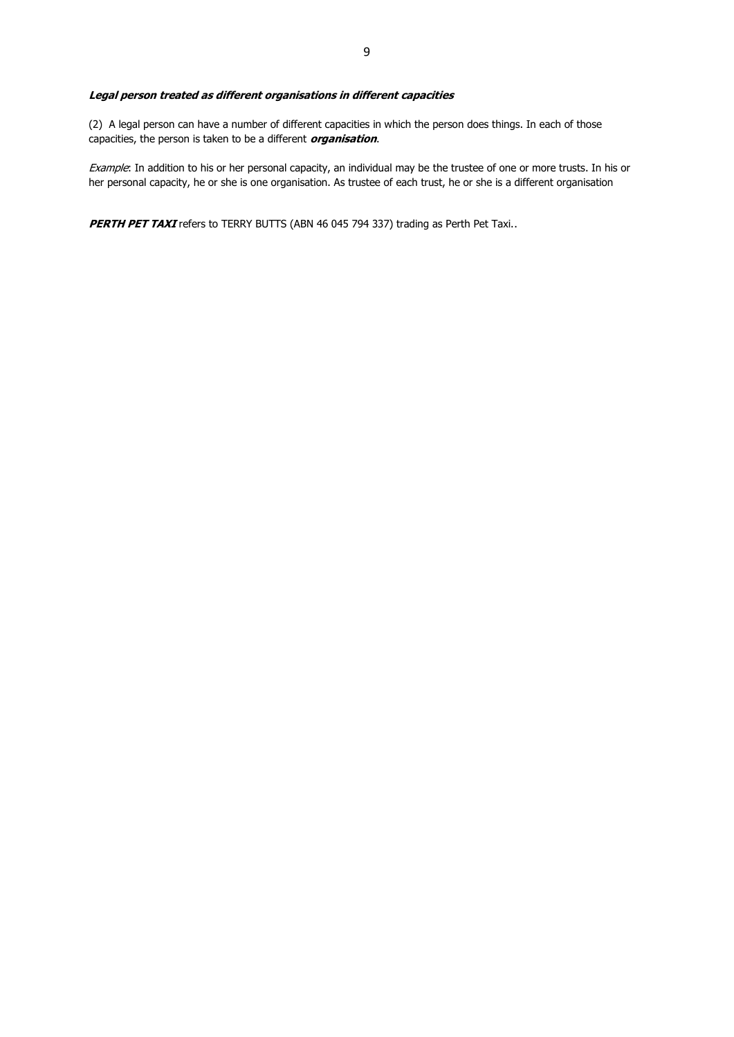***Legal person treated as different organisations in different capacities***

(2) A legal person can have a number of different capacities in which the person does things. In each of those capacities, the person is taken to be a different ***organisation***.

*Example*: In addition to his or her personal capacity, an individual may be the trustee of one or more trusts. In his or her personal capacity, he or she is one organisation. As trustee of each trust, he or she is a different organisation

***PERTH PET TAXI*** refers to TERRY BUTTS (ABN 46 045 794 337) trading as Perth Pet Taxi..